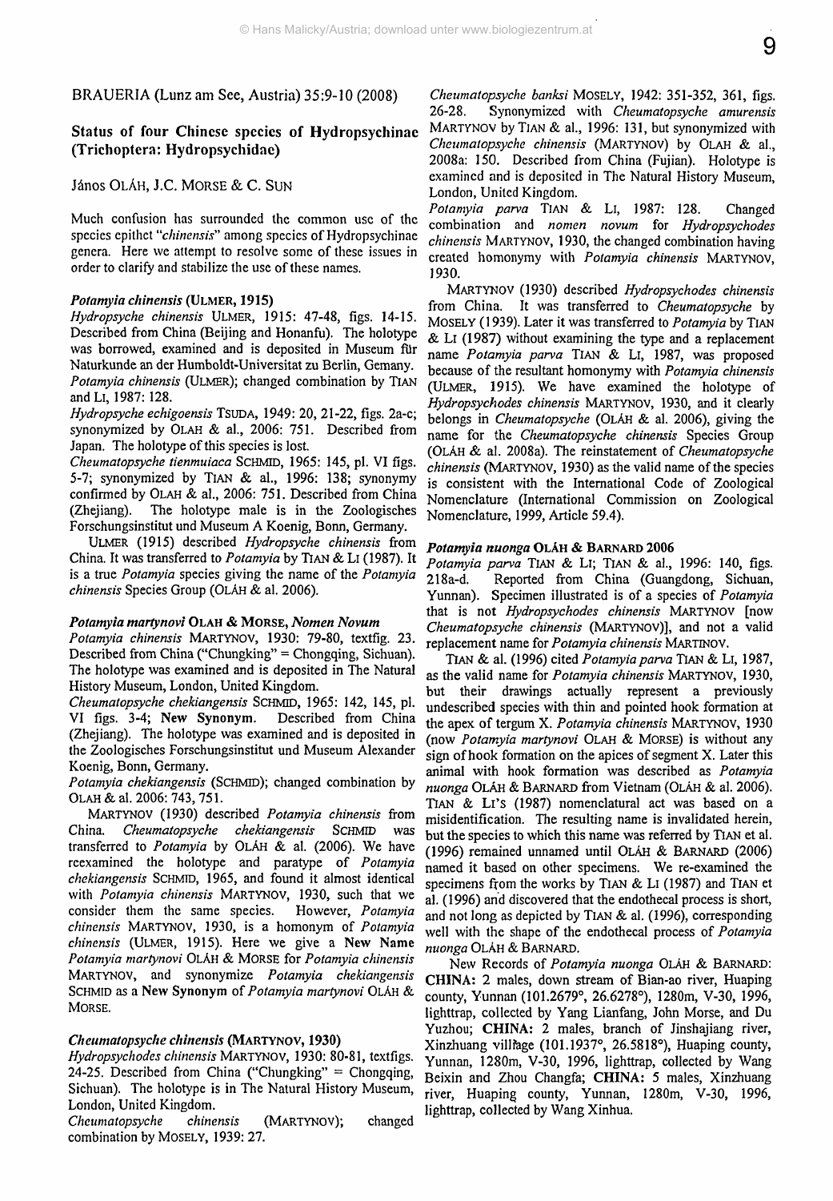BRAUERIA (Lunz am See, Austria) 35:9-10 (2008)

## Status of four Chinese species of Hydropsychinae (Trichoptera: Hydropsychidae)

János OLÁH, J.C. MORSE & C. SUN

Much confusion has surrounded the common use of the species epithet "*chinensis*" among species of Hydropsychinae genera. Here we attempt to resolve some of these issues in order to clarify and stabilize the use of these names.

### *Potamyia chinensis* (ULMER, 1915)

*Hydropsyche chinensis* ULMER, 1915: 47-48, figs. 14-15. Described from China (Beijing and Honanfu). The holotype was borrowed, examined and is deposited in Museum für Naturkunde an der Humboldt-Universitat zu Berlin, Gemany.

*Potamyia chinensis* (ULMER); changed combination by TIAN and LI, 1987: 128.

*Hydropsyche echigoensis* TSUDA, 1949: 20, 21-22, figs. 2a-c; synonymized by OLAH & al., 2006: 751. Described from Japan. The holotype of this species is lost.

*Cheumatopsyche tienmuiaca* SCHMID, 1965: 145, pl. VI figs. 5-7; synonymized by TIAN & al., 1996: 138; synonymy confirmed by OLAH & al., 2006: 751. Described from China (Zhejiang). The holotype male is in the Zoologisches Forschungsinstitut und Museum A Koenig, Bonn, Germany.

ULMER (1915) described *Hydropsyche chinensis* from China. It was transferred to *Potamyia* by TIAN & LI (1987). It is a true *Potamyia* species giving the name of the *Potamyia chinensis* Species Group (OLÁH & al. 2006).

### *Potamyia martynovi* OLAH & MORSE, *Nomen Novum*

*Potamyia chinensis* MARTYNOV, 1930: 79-80, textfig. 23. Described from China ("Chungking" = Chongqing, Sichuan). The holotype was examined and is deposited in The Natural History Museum, London, United Kingdom.

*Cheumatopsyche chekiangensis* SCHMID, 1965: 142, 145, pl. VI figs. 3-4; **New Synonym**. Described from China (Zhejiang). The holotype was examined and is deposited in the Zoologisches Forschungsinstitut und Museum Alexander Koenig, Bonn, Germany.

*Potamyia chekiangensis* (SCHMID); changed combination by OLAH & al. 2006: 743, 751.

MARTYNOV (1930) described *Potamyia chinensis* from China. *Cheumatopsyche chekiangensis* SCHMID was transferred to *Potamyia* by OLÁH & al. (2006). We have reexamined the holotype and paratype of *Potamyia chekiangensis* SCHMID, 1965, and found it almost identical with *Potamyia chinensis* MARTYNOV, 1930, such that we consider them the same species. However, *Potamyia chinensis* MARTYNOV, 1930, is a homonym of *Potamyia chinensis* (ULMER, 1915). Here we give a **New Name** *Potamyia martynovi* OLÁH & MORSE for *Potamyia chinensis* MARTYNOV, and synonymize *Potamyia chekiangensis* SCHMID as a **New Synonym** of *Potamyia martynovi* OLÁH & MORSE.

### *Cheumatopsyche chinensis* (MARTYNOV, 1930)

*Hydropsychodes chinensis* MARTYNOV, 1930: 80-81, textfigs. 24-25. Described from China ("Chungking" = Chongqing, Sichuan). The holotype is in The Natural History Museum, London, United Kingdom.

*Cheumatopsyche chinensis* (MARTYNOV); changed combination by MOSELY, 1939: 27.

*Cheumatopsyche banksi* MOSELY, 1942: 351-352, 361, figs. 26-28. Synonymized with *Cheumatopsyche amurensis* MARTYNOV by TIAN & al., 1996: 131, but synonymized with *Cheumatopsyche chinensis* (MARTYNOV) by OLAH & al., 2008a: 150. Described from China (Fujian). Holotype is examined and is deposited in The Natural History Museum, London, United Kingdom.

*Potamyia parva* TIAN & LI, 1987: 128. Changed combination and *nomen novum* for *Hydropsychodes chinensis* MARTYNOV, 1930, the changed combination having created homonymy with *Potamyia chinensis* MARTYNOV, 1930.

MARTYNOV (1930) described *Hydropsychodes chinensis* from China. It was transferred to *Cheumatopsyche* by MOSELY (1939). Later it was transferred to *Potamyia* by TIAN & LI (1987) without examining the type and a replacement name *Potamyia parva* TIAN & LI, 1987, was proposed because of the resultant homonymy with *Potamyia chinensis* (ULMER, 1915). We have examined the holotype of *Hydropsychodes chinensis* MARTYNOV, 1930, and it clearly belongs in *Cheumatopsyche* (OLÁH & al. 2006), giving the name for the *Cheumatopsyche chinensis* Species Group (OLÁH & al. 2008a). The reinstatement of *Cheumatopsyche chinensis* (MARTYNOV, 1930) as the valid name of the species is consistent with the International Code of Zoological Nomenclature (International Commission on Zoological Nomenclature, 1999, Article 59.4).

### *Potamyia nuonga* OLÁH & BARNARD 2006

*Potamyia parva* TIAN & LI; TIAN & al., 1996: 140, figs. 218a-d. Reported from China (Guangdong, Sichuan, Yunnan). Specimen illustrated is of a species of *Potamyia* that is not *Hydropsychodes chinensis* MARTYNOV [now *Cheumatopsyche chinensis* (MARTYNOV)], and not a valid replacement name for *Potamyia chinensis* MARTINOV.

TIAN & al. (1996) cited *Potamyia parva* TIAN & LI, 1987, as the valid name for *Potamyia chinensis* MARTYNOV, 1930, but their drawings actually represent a previously undescribed species with thin and pointed hook formation at the apex of tergum X. *Potamyia chinensis* MARTYNOV, 1930 (now *Potamyia martynovi* OLAH & MORSE) is without any sign of hook formation on the apices of segment X. Later this animal with hook formation was described as *Potamyia nuonga* OLÁH & BARNARD from Vietnam (OLÁH & al. 2006). TIAN & LI'S (1987) nomenclatural act was based on a misidentification. The resulting name is invalidated herein, but the species to which this name was referred by TIAN et al. (1996) remained unnamed until OLÁH & BARNARD (2006) named it based on other specimens. We re-examined the specimens from the works by TIAN & LI (1987) and TIAN et al. (1996) and discovered that the endothecal process is short, and not long as depicted by TIAN & al. (1996), corresponding well with the shape of the endothecal process of *Potamyia nuonga* OLÁH & BARNARD.

New Records of *Potamyia nuonga* OLÁH & BARNARD: **CHINA:** 2 males, down stream of Bian-ao river, Huaping county, Yunnan (101.2679°, 26.6278°), 1280m, V-30, 1996, lighttrap, collected by Yang Lianfang, John Morse, and Du Yuzhou; **CHINA:** 2 males, branch of Jinshajiang river, Xinzhuang village (101.1937°, 26.5818°), Huaping county, Yunnan, 1280m, V-30, 1996, lighttrap, collected by Wang Beixin and Zhou Changfa; **CHINA:** 5 males, Xinzhuang river, Huaping county, Yunnan, 1280m, V-30, 1996, lighttrap, collected by Wang Xinhua.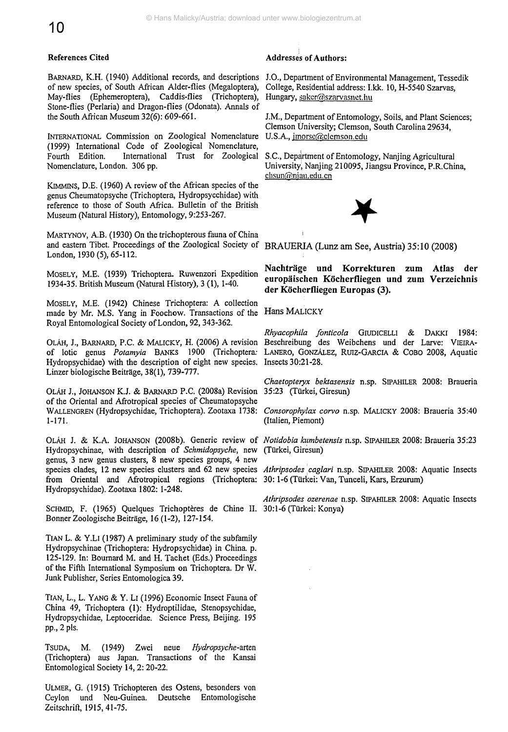### References Cited

BARNARD, K.H. (1940) Additional records, and descriptions of new species, of South African Alder-flies (Megaloptera), May-flies (Ephemeroptera), Caddis-flies (Trichoptera), Stone-flies (Perlaria) and Dragon-flies (Odonata). Annals of the South African Museum 32(6): 609-661.

INTERNATIONAL Commission on Zoological Nomenclature (1999) International Code of Zoological Nomenclature, Fourth Edition. International Trust for Zoological Nomenclature, London. 306 pp.

KIMMINS, D.E. (1960) A review of the African species of the genus Cheumatopsyche (Trichoptera, Hydropsychidae) with reference to those of South Africa. Bulletin of the British Museum (Natural History), Entomology, 9:253-267.

MARTYNOV, A.B. (1930) On the trichopterous fauna of China and eastern Tibet. Proceedings of the Zoological Society of London, 1930 (5), 65-112.

MOSELY, M.E. (1939) Trichoptera. Ruwenzori Expedition 1934-35. British Museum (Natural History), 3 (1), 1-40.

MOSELY, M.E. (1942) Chinese Trichoptera: A collection made by Mr. M.S. Yang in Foochow. Transactions of the Royal Entomological Society of London, 92, 343-362.

OLÁH, J., BARNARD, P.C. & MALICKY, H. (2006) A revision of lotic genus *Potamyia* BANKS 1900 (Trichoptera: Hydropsychidae) with the description of eight new species. Linzer biologische Beiträge, 38(1), 739-777.

OLÁH J., JOHANSON K.J. & BARNARD P.C. (2008a) Revision of the Oriental and Afrotropical species of Cheumatopsyche WALLENGREN (Hydropsychidae, Trichoptera). Zootaxa 1738: 1-171.

OLÁH J. & K.A. JOHANSON (2008b). Generic review of Hydropsychinae, with description of *Schmidopsyche*, new genus, 3 new genus clusters, 8 new species groups, 4 new species clades, 12 new species clusters and 62 new species from Oriental and Afrotropical regions (Trichoptera: Hydropsychidae). Zootaxa 1802: 1-248.

SCHMID, F. (1965) Quelques Trichoptères de Chine II. Bonner Zoologische Beiträge, 16 (1-2), 127-154.

TIAN L. & Y.LI (1987) A preliminary study of the subfamily Hydropsychinae (Trichoptera: Hydropsychidae) in China. p. 125-129. In: Bournard M. and H. Tachet (Eds.) Proceedings of the Fifth International Symposium on Trichoptera. Dr W. Junk Publisher, Series Entomologica 39.

TIAN, L., L. YANG & Y. LI (1996) Economic Insect Fauna of China 49, Trichoptera (1): Hydroptilidae, Stenopsychidae, Hydropsychidae, Leptoceridae. Science Press, Beijing. 195 pp., 2 pls.

TSUDA, M. (1949) Zwei neue *Hydropsyche*-arten (Trichoptera) aus Japan. Transactions of the Kansai Entomological Society 14, 2: 20-22.

ULMER, G. (1915) Trichopteren des Ostens, besonders von Ceylon und Neu-Guinea. Deutsche Entomologische Zeitschrift, 1915, 41-75.

### Addresses of Authors:

J.O., Department of Environmental Management, Tessedik College, Residential address: I.kk. 10, H-5540 Szarvas, Hungary, saker@szarvasnet.hu

J.M., Department of Entomology, Soils, and Plant Sciences; Clemson University; Clemson, South Carolina 29634, U.S.A., jmorse@clemson.edu

S.C., Department of Entomology, Nanjing Agricultural University, Nanjing 210095, Jiangsu Province, P.R.China, chsun@njau.edu.cn

BRAUERIA (Lunz am See, Austria) 35:10 (2008)

## Nachträge und Korrekturen zum Atlas der europäischen Köcherfliegen und zum Verzeichnis der Köcherfliegen Europas (3).

Hans MALICKY

*Rhyacophila fonticola* GIUDICELLI & DAKKI 1984: Beschreibung des Weibchens und der Larve: VIEIRA-LANERO, GONZÁLEZ, RUIZ-GARCIA & COBO 2008, Aquatic Insects 30:21-28.

*Chaetopteryx bektasensis* n.sp. SIPAHILER 2008: Braueria 35:23 (Türkei, Giresun)

*Consorophylax corvo* n.sp. MALICKY 2008: Braueria 35:40 (Italien, Piemont)

*Notidobia kumbetensis* n.sp. SIPAHILER 2008: Braueria 35:23 (Türkei, Giresun)

*Athripsodes caglari* n.sp. SIPAHILER 2008: Aquatic Insects 30: 1-6 (Türkei: Van, Tunceli, Kars, Erzurum)

*Athripsodes ozerenae* n.sp. SIPAHILER 2008: Aquatic Insects 30:1-6 (Türkei: Konya)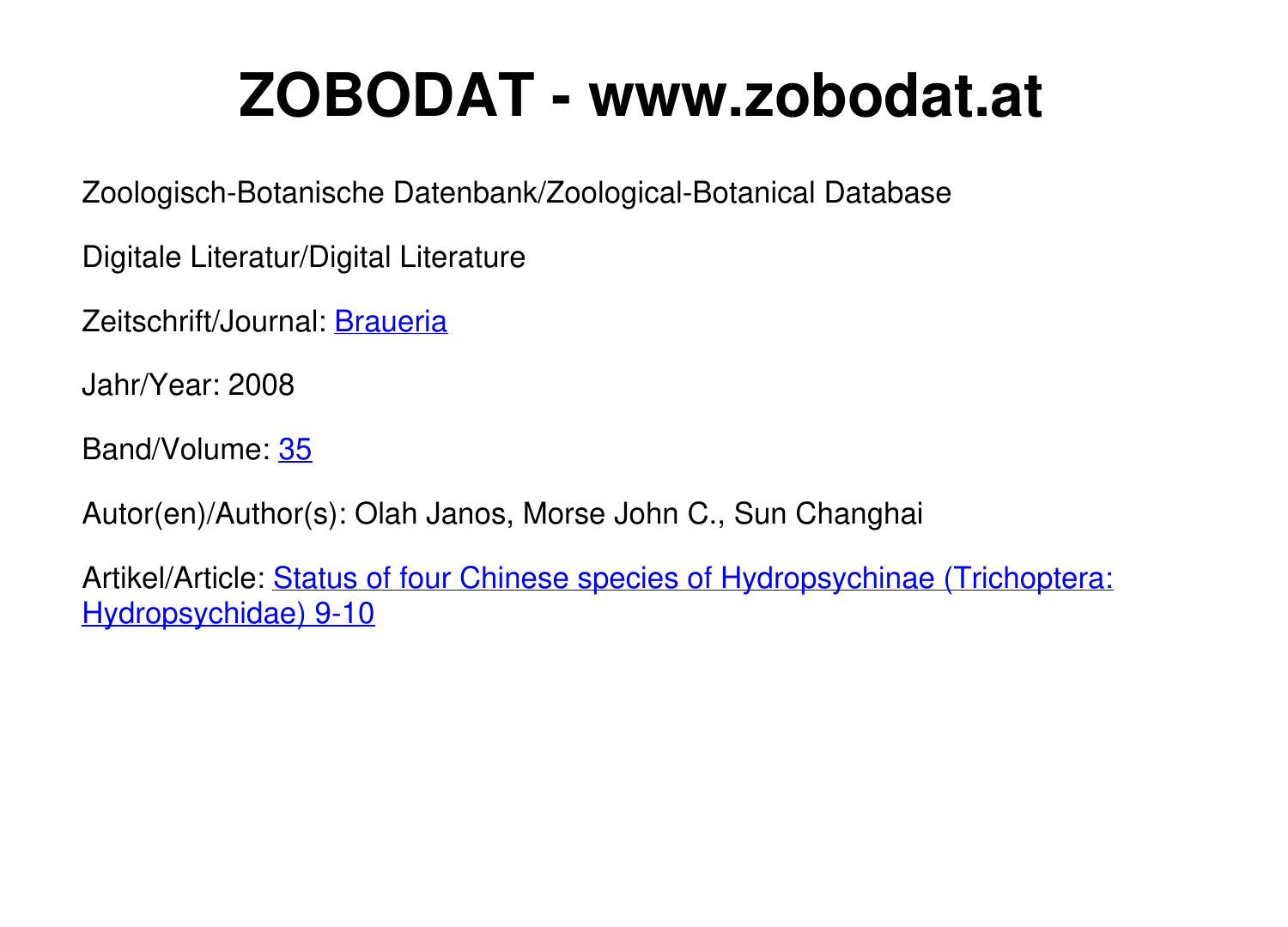# ZOBODAT - www.zobodat.at

Zoologisch-Botanische Datenbank/Zoological-Botanical Database

Digitale Literatur/Digital Literature

Zeitschrift/Journal: Braueria

Jahr/Year: 2008

Band/Volume: 35

Autor(en)/Author(s): Olah Janos, Morse John C., Sun Changhai

Artikel/Article: Status of four Chinese species of Hydropsychinae (Trichoptera: Hydropsychidae) 9-10